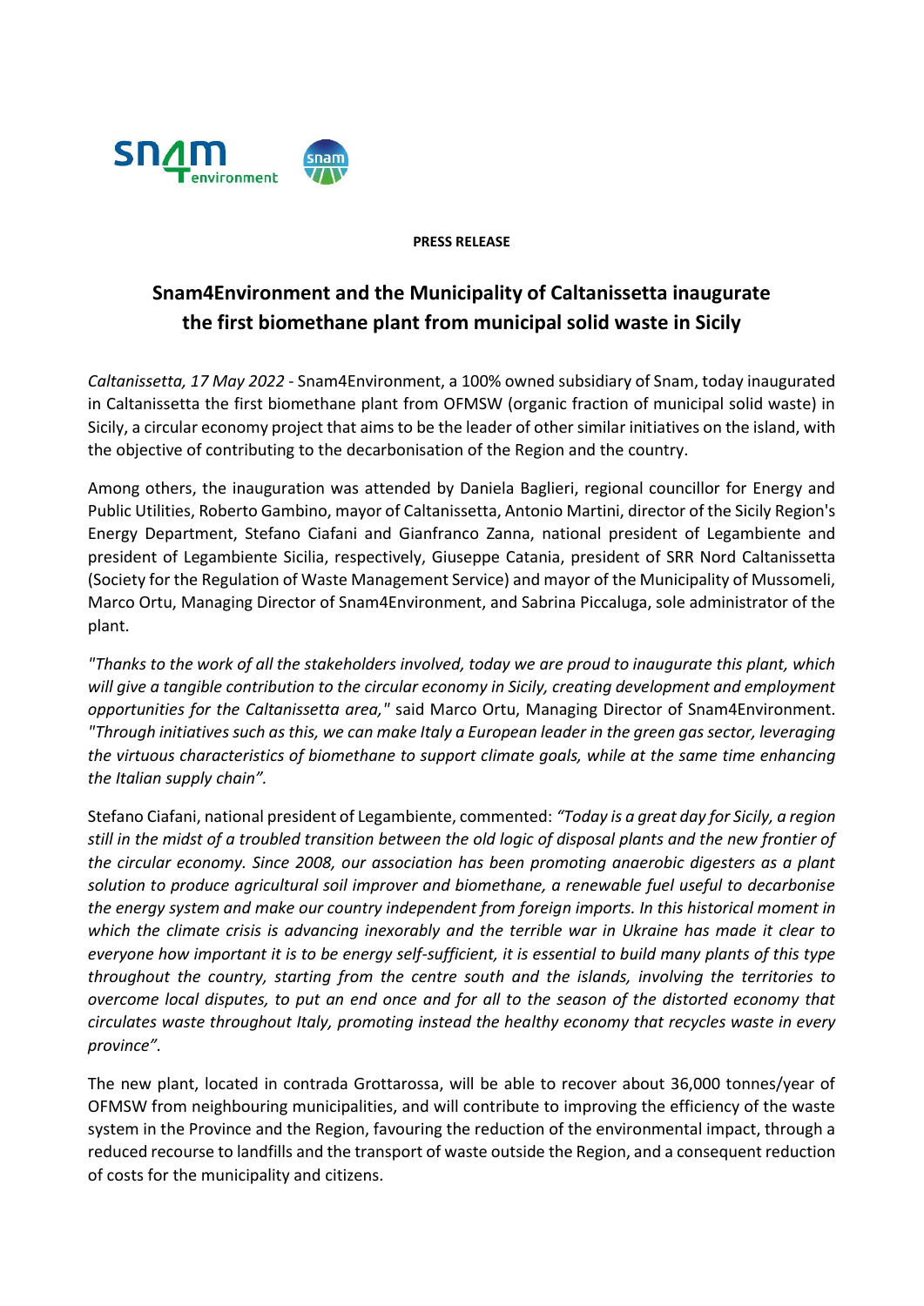**PRESS RELEASE**

# Snam4Environment and the Municipality of Caltanissetta inaugurate the first biomethane plant from municipal solid waste in Sicily

*Caltanissetta, 17 May 2022* - Snam4Environment, a 100% owned subsidiary of Snam, today inaugurated in Caltanissetta the first biomethane plant from OFMSW (organic fraction of municipal solid waste) in Sicily, a circular economy project that aims to be the leader of other similar initiatives on the island, with the objective of contributing to the decarbonisation of the Region and the country.

Among others, the inauguration was attended by Daniela Baglieri, regional councillor for Energy and Public Utilities, Roberto Gambino, mayor of Caltanissetta, Antonio Martini, director of the Sicily Region's Energy Department, Stefano Ciafani and Gianfranco Zanna, national president of Legambiente and president of Legambiente Sicilia, respectively, Giuseppe Catania, president of SRR Nord Caltanissetta (Society for the Regulation of Waste Management Service) and mayor of the Municipality of Mussomeli, Marco Ortu, Managing Director of Snam4Environment, and Sabrina Piccaluga, sole administrator of the plant.

*"Thanks to the work of all the stakeholders involved, today we are proud to inaugurate this plant, which will give a tangible contribution to the circular economy in Sicily, creating development and employment opportunities for the Caltanissetta area,"* said Marco Ortu, Managing Director of Snam4Environment. *"Through initiatives such as this, we can make Italy a European leader in the green gas sector, leveraging the virtuous characteristics of biomethane to support climate goals, while at the same time enhancing the Italian supply chain".*

Stefano Ciafani, national president of Legambiente, commented: *"Today is a great day for Sicily, a region still in the midst of a troubled transition between the old logic of disposal plants and the new frontier of the circular economy. Since 2008, our association has been promoting anaerobic digesters as a plant solution to produce agricultural soil improver and biomethane, a renewable fuel useful to decarbonise the energy system and make our country independent from foreign imports. In this historical moment in which the climate crisis is advancing inexorably and the terrible war in Ukraine has made it clear to everyone how important it is to be energy self-sufficient, it is essential to build many plants of this type throughout the country, starting from the centre south and the islands, involving the territories to overcome local disputes, to put an end once and for all to the season of the distorted economy that circulates waste throughout Italy, promoting instead the healthy economy that recycles waste in every province".*

The new plant, located in contrada Grottarossa, will be able to recover about 36,000 tonnes/year of OFMSW from neighbouring municipalities, and will contribute to improving the efficiency of the waste system in the Province and the Region, favouring the reduction of the environmental impact, through a reduced recourse to landfills and the transport of waste outside the Region, and a consequent reduction of costs for the municipality and citizens.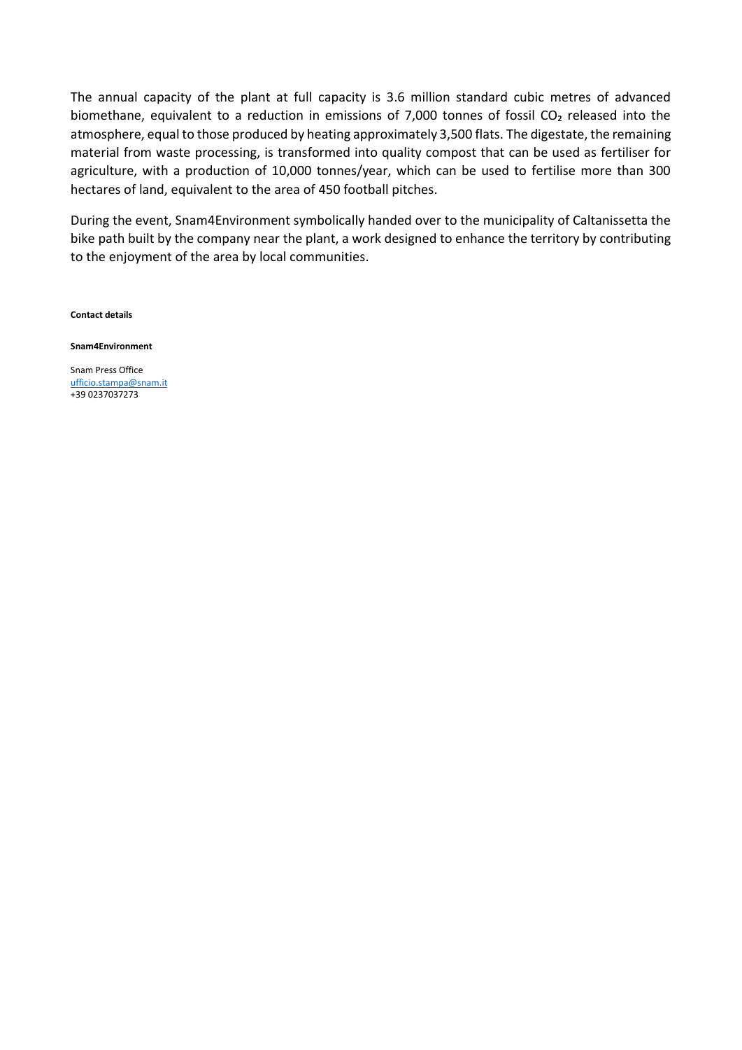The annual capacity of the plant at full capacity is 3.6 million standard cubic metres of advanced biomethane, equivalent to a reduction in emissions of 7,000 tonnes of fossil $CO_2$ released into the atmosphere, equal to those produced by heating approximately 3,500 flats. The digestate, the remaining material from waste processing, is transformed into quality compost that can be used as fertiliser for agriculture, with a production of 10,000 tonnes/year, which can be used to fertilise more than 300 hectares of land, equivalent to the area of 450 football pitches.

During the event, Snam4Environment symbolically handed over to the municipality of Caltanissetta the bike path built by the company near the plant, a work designed to enhance the territory by contributing to the enjoyment of the area by local communities.

**Contact details**

**Snam4Environment**

Snam Press Office
ufficio.stampa@snam.it
+39 0237037273